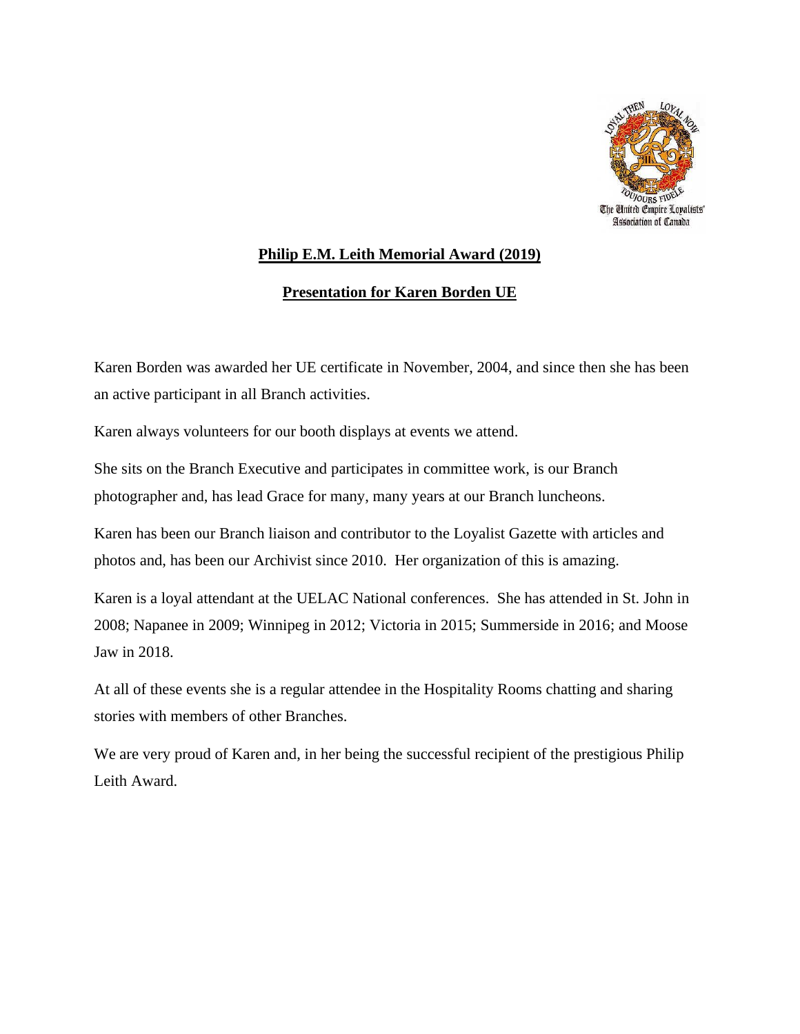**Philip E.M. Leith Memorial Award (2019)**

**Presentation for Karen Borden UE**

Karen Borden was awarded her UE certificate in November, 2004, and since then she has been an active participant in all Branch activities.

Karen always volunteers for our booth displays at events we attend.

She sits on the Branch Executive and participates in committee work, is our Branch photographer and, has lead Grace for many, many years at our Branch luncheons.

Karen has been our Branch liaison and contributor to the Loyalist Gazette with articles and photos and, has been our Archivist since 2010. Her organization of this is amazing.

Karen is a loyal attendant at the UELAC National conferences. She has attended in St. John in 2008; Napanee in 2009; Winnipeg in 2012; Victoria in 2015; Summerside in 2016; and Moose Jaw in 2018.

At all of these events she is a regular attendee in the Hospitality Rooms chatting and sharing stories with members of other Branches.

We are very proud of Karen and, in her being the successful recipient of the prestigious Philip Leith Award.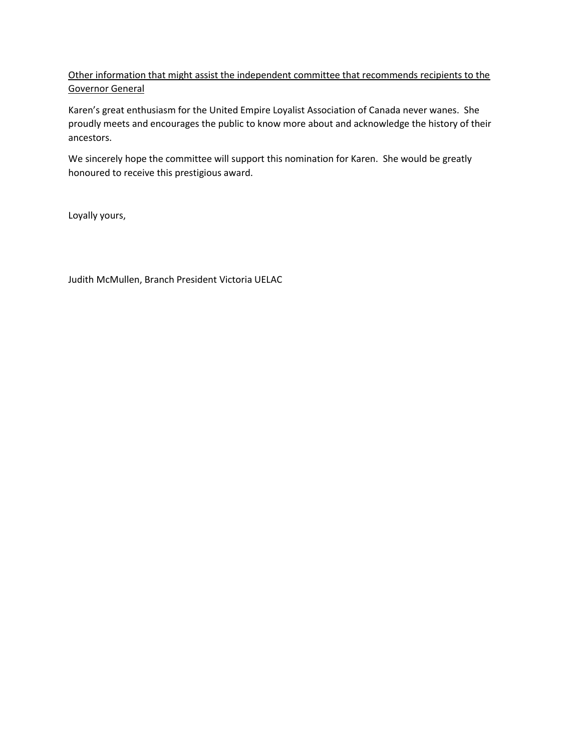<u>Other information that might assist the independent committee that recommends recipients to the Governor General</u>

Karen's great enthusiasm for the United Empire Loyalist Association of Canada never wanes. She proudly meets and encourages the public to know more about and acknowledge the history of their ancestors.

We sincerely hope the committee will support this nomination for Karen. She would be greatly honoured to receive this prestigious award.

Loyally yours,

Judith McMullen, Branch President Victoria UELAC